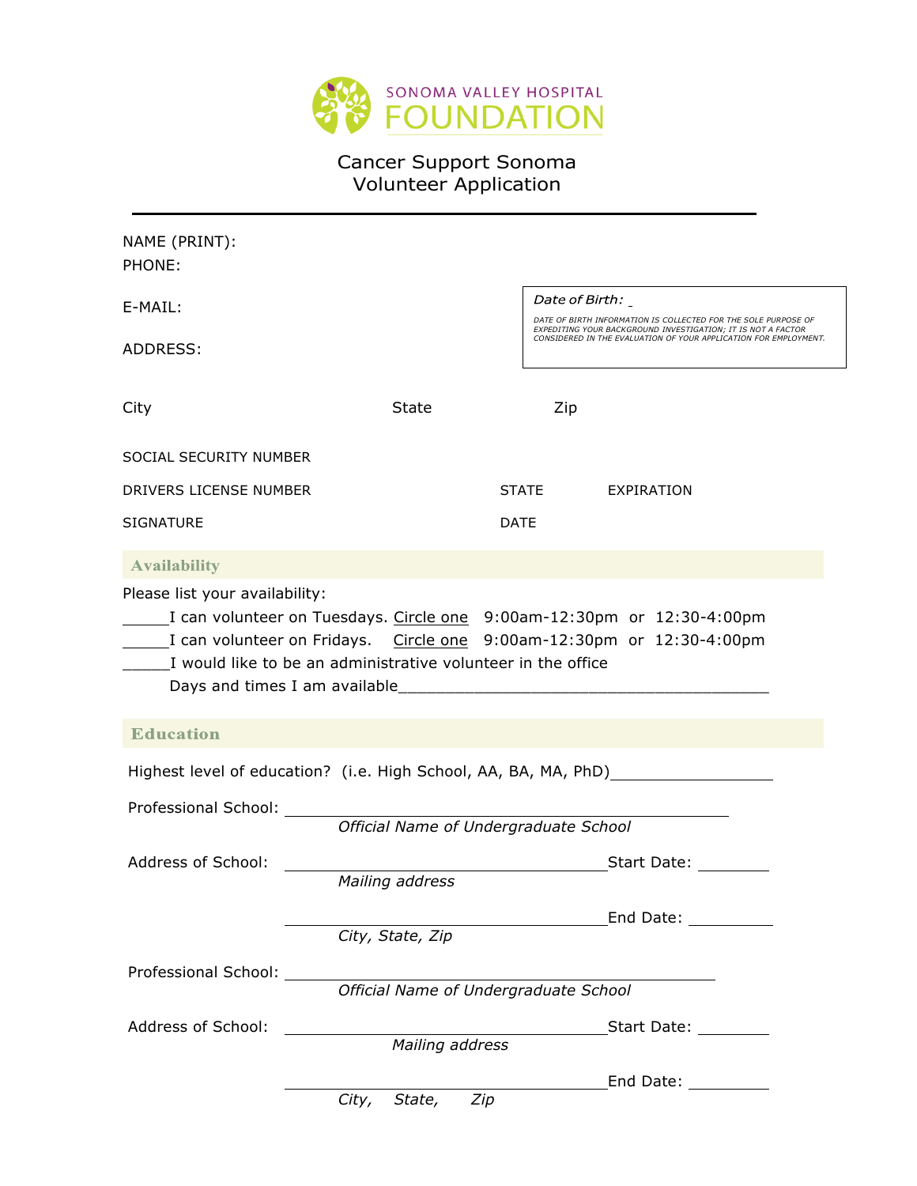SONOMA VALLEY HOSPITAL
FOUNDATION

# Cancer Support Sonoma
# Volunteer Application

---

NAME (PRINT):

PHONE:

E-MAIL:

ADDRESS:

*Date of Birth:* _

*DATE OF BIRTH INFORMATION IS COLLECTED FOR THE SOLE PURPOSE OF EXPEDITING YOUR BACKGROUND INVESTIGATION; IT IS NOT A FACTOR CONSIDERED IN THE EVALUATION OF YOUR APPLICATION FOR EMPLOYMENT.*

City State Zip

SOCIAL SECURITY NUMBER

DRIVERS LICENSE NUMBER STATE EXPIRATION

SIGNATURE DATE

## Availability

Please list your availability:

_____I can volunteer on Tuesdays. Circle one 9:00am-12:30pm or 12:30-4:00pm

_____I can volunteer on Fridays. Circle one 9:00am-12:30pm or 12:30-4:00pm

_____I would like to be an administrative volunteer in the office

Days and times I am available_______________________________________

## Education

Highest level of education? (i.e. High School, AA, BA, MA, PhD)__________________

Professional School: ____________________________________________
*Official Name of Undergraduate School*

Address of School: ______________________________ Start Date: ________
*Mailing address*

______________________________ End Date: ________
*City, State, Zip*

Professional School: ____________________________________________
*Official Name of Undergraduate School*

Address of School: ______________________________ Start Date: ________
*Mailing address*

______________________________ End Date: ________
*City, State, Zip*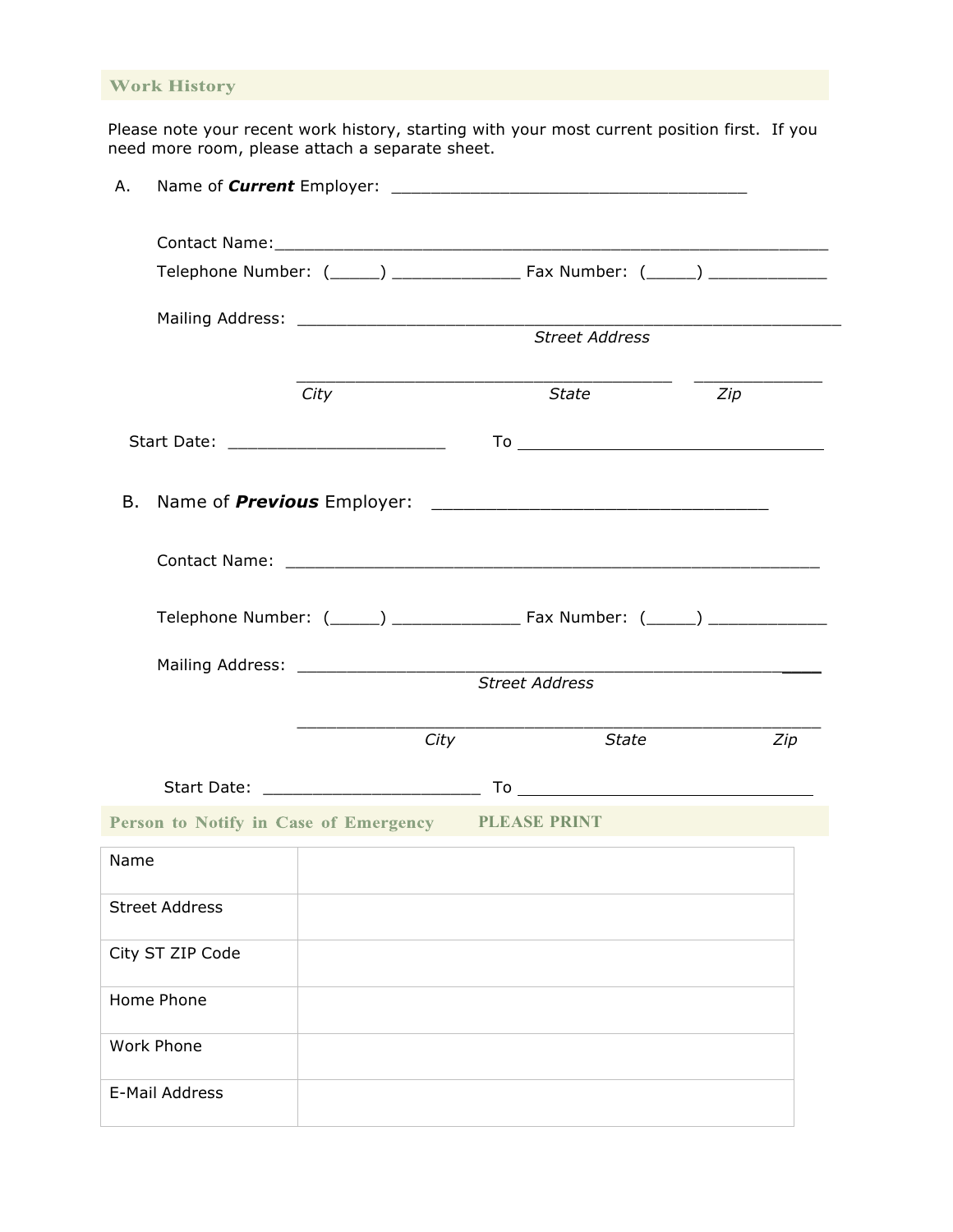## Work History

Please note your recent work history, starting with your most current position first. If you need more room, please attach a separate sheet.

A. Name of ***Current*** Employer: ____________________________________

Contact Name:________________________________________________________

Telephone Number: (_____) _____________ Fax Number: (_____) ____________

Mailing Address: _______________________________________________________
*Street Address*

______________________________________ _____________
*City* *State* *Zip*

Start Date: ______________________ To _______________________________

B. Name of ***Previous*** Employer: __________________________________

Contact Name: ______________________________________________________

Telephone Number: (_____) _____________ Fax Number: (_____) ____________

Mailing Address: ____________________________________________________
*Street Address*

_____________________________________________________
*City* *State* *Zip*

Start Date: ______________________ To ______________________________

## Person to Notify in Case of Emergency PLEASE PRINT

| Name | |
|---|---|
| Street Address | |
| City ST ZIP Code | |
| Home Phone | |
| Work Phone | |
| E-Mail Address | |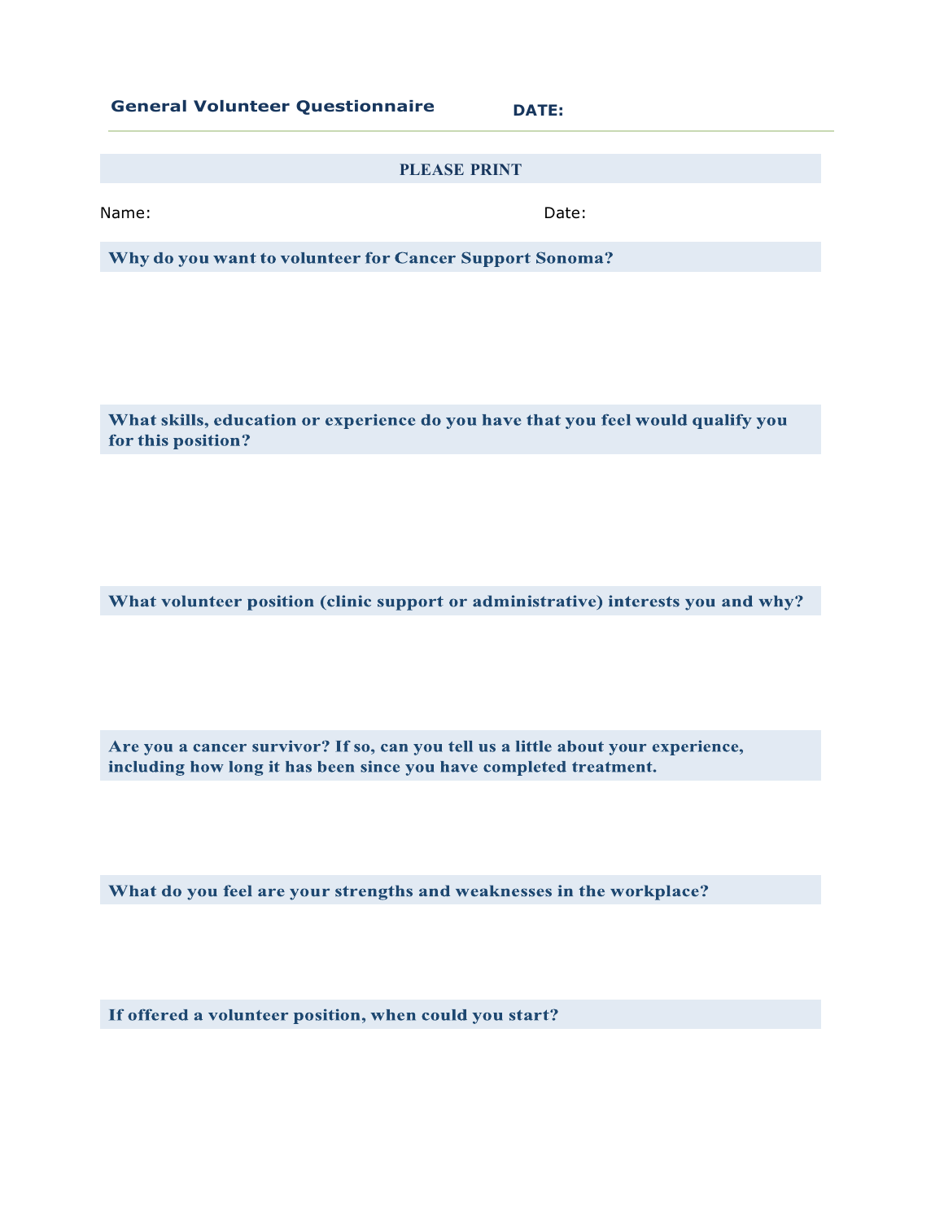## General Volunteer Questionnaire

**DATE:**

**PLEASE PRINT**

Name: Date:

**Why do you want to volunteer for Cancer Support Sonoma?**

**What skills, education or experience do you have that you feel would qualify you for this position?**

**What volunteer position (clinic support or administrative) interests you and why?**

**Are you a cancer survivor? If so, can you tell us a little about your experience, including how long it has been since you have completed treatment.**

**What do you feel are your strengths and weaknesses in the workplace?**

**If offered a volunteer position, when could you start?**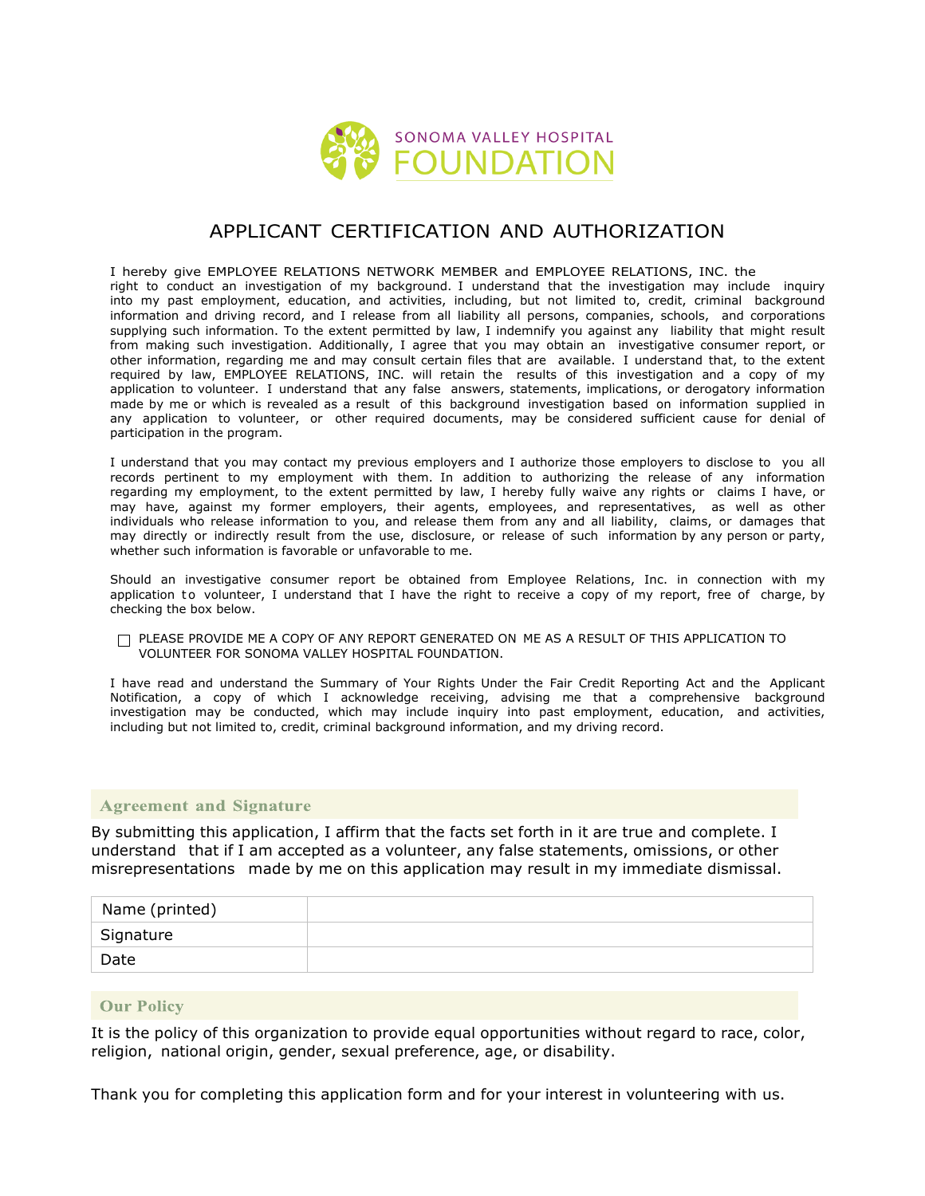SONOMA VALLEY HOSPITAL FOUNDATION

# APPLICANT CERTIFICATION AND AUTHORIZATION

I hereby give EMPLOYEE RELATIONS NETWORK MEMBER and EMPLOYEE RELATIONS, INC. the right to conduct an investigation of my background. I understand that the investigation may include inquiry into my past employment, education, and activities, including, but not limited to, credit, criminal background information and driving record, and I release from all liability all persons, companies, schools, and corporations supplying such information. To the extent permitted by law, I indemnify you against any liability that might result from making such investigation. Additionally, I agree that you may obtain an investigative consumer report, or other information, regarding me and may consult certain files that are available. I understand that, to the extent required by law, EMPLOYEE RELATIONS, INC. will retain the results of this investigation and a copy of my application to volunteer. I understand that any false answers, statements, implications, or derogatory information made by me or which is revealed as a result of this background investigation based on information supplied in any application to volunteer, or other required documents, may be considered sufficient cause for denial of participation in the program.

I understand that you may contact my previous employers and I authorize those employers to disclose to you all records pertinent to my employment with them. In addition to authorizing the release of any information regarding my employment, to the extent permitted by law, I hereby fully waive any rights or claims I have, or may have, against my former employers, their agents, employees, and representatives, as well as other individuals who release information to you, and release them from any and all liability, claims, or damages that may directly or indirectly result from the use, disclosure, or release of such information by any person or party, whether such information is favorable or unfavorable to me.

Should an investigative consumer report be obtained from Employee Relations, Inc. in connection with my application to volunteer, I understand that I have the right to receive a copy of my report, free of charge, by checking the box below.

☐ PLEASE PROVIDE ME A COPY OF ANY REPORT GENERATED ON ME AS A RESULT OF THIS APPLICATION TO VOLUNTEER FOR SONOMA VALLEY HOSPITAL FOUNDATION.

I have read and understand the Summary of Your Rights Under the Fair Credit Reporting Act and the Applicant Notification, a copy of which I acknowledge receiving, advising me that a comprehensive background investigation may be conducted, which may include inquiry into past employment, education, and activities, including but not limited to, credit, criminal background information, and my driving record.

## Agreement and Signature

By submitting this application, I affirm that the facts set forth in it are true and complete. I understand that if I am accepted as a volunteer, any false statements, omissions, or other misrepresentations made by me on this application may result in my immediate dismissal.

| | |
|---|---|
| Name (printed) | |
| Signature | |
| Date | |

## Our Policy

It is the policy of this organization to provide equal opportunities without regard to race, color, religion, national origin, gender, sexual preference, age, or disability.

Thank you for completing this application form and for your interest in volunteering with us.